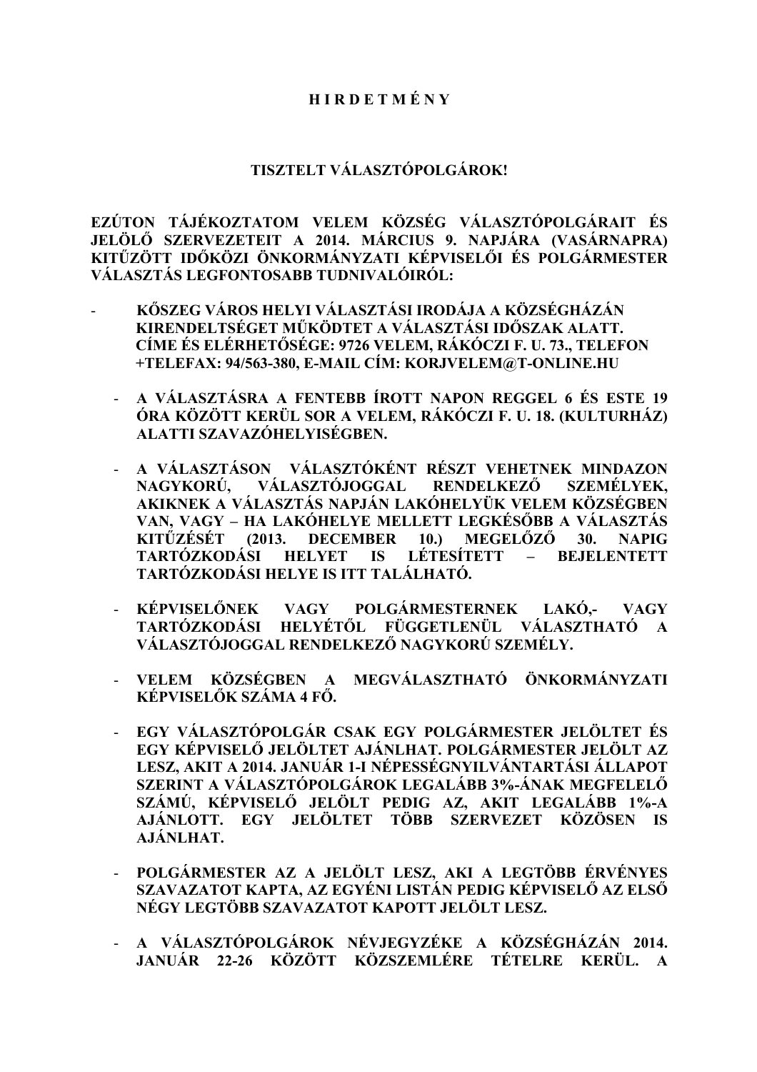# H I R D E T M É N Y

## TISZTELT VÁLASZTÓPOLGÁROK!

**EZÚTON TÁJÉKOZTATOM VELEM KÖZSÉG VÁLASZTÓPOLGÁRAIT ÉS JELÖLŐ SZERVEZETEIT A 2014. MÁRCIUS 9. NAPJÁRA (VASÁRNAPRA) KITŰZÖTT IDŐKÖZI ÖNKORMÁNYZATI KÉPVISELŐI ÉS POLGÁRMESTER VÁLASZTÁS LEGFONTOSABB TUDNIVALÓIRÓL:**

- **KŐSZEG VÁROS HELYI VÁLASZTÁSI IRODÁJA A KÖZSÉGHÁZÁN KIRENDELTSÉGET MŰKÖDTET A VÁLASZTÁSI IDŐSZAK ALATT. CÍME ÉS ELÉRHETŐSÉGE: 9726 VELEM, RÁKÓCZI F. U. 73., TELEFON +TELEFAX: 94/563-380, E-MAIL CÍM: KORJVELEM@T-ONLINE.HU**

- **A VÁLASZTÁSRA A FENTEBB ÍROTT NAPON REGGEL 6 ÉS ESTE 19 ÓRA KÖZÖTT KERÜL SOR A VELEM, RÁKÓCZI F. U. 18. (KULTURHÁZ) ALATTI SZAVAZÓHELYISÉGBEN.**

- **A VÁLASZTÁSON VÁLASZTÓKÉNT RÉSZT VEHETNEK MINDAZON NAGYKORÚ, VÁLASZTÓJOGGAL RENDELKEZŐ SZEMÉLYEK, AKIKNEK A VÁLASZTÁS NAPJÁN LAKÓHELYÜK VELEM KÖZSÉGBEN VAN, VAGY – HA LAKÓHELYE MELLETT LEGKÉSŐBB A VÁLASZTÁS KITŰZÉSÉT (2013. DECEMBER 10.) MEGELŐZŐ 30. NAPIG TARTÓZKODÁSI HELYET IS LÉTESÍTETT – BEJELENTETT TARTÓZKODÁSI HELYE IS ITT TALÁLHATÓ.**

- **KÉPVISELŐNEK VAGY POLGÁRMESTERNEK LAKÓ,- VAGY TARTÓZKODÁSI HELYÉTŐL FÜGGETLENÜL VÁLASZTHATÓ A VÁLASZTÓJOGGAL RENDELKEZŐ NAGYKORÚ SZEMÉLY.**

- **VELEM KÖZSÉGBEN A MEGVÁLASZTHATÓ ÖNKORMÁNYZATI KÉPVISELŐK SZÁMA 4 FŐ.**

- **EGY VÁLASZTÓPOLGÁR CSAK EGY POLGÁRMESTER JELÖLTET ÉS EGY KÉPVISELŐ JELÖLTET AJÁNLHAT. POLGÁRMESTER JELÖLT AZ LESZ, AKIT A 2014. JANUÁR 1-I NÉPESSÉGNYILVÁNTARTÁSI ÁLLAPOT SZERINT A VÁLASZTÓPOLGÁROK LEGALÁBB 3%-ÁNAK MEGFELELŐ SZÁMÚ, KÉPVISELŐ JELÖLT PEDIG AZ, AKIT LEGALÁBB 1%-A AJÁNLOTT. EGY JELÖLTET TÖBB SZERVEZET KÖZÖSEN IS AJÁNLHAT.**

- **POLGÁRMESTER AZ A JELÖLT LESZ, AKI A LEGTÖBB ÉRVÉNYES SZAVAZATOT KAPTA, AZ EGYÉNI LISTÁN PEDIG KÉPVISELŐ AZ ELSŐ NÉGY LEGTÖBB SZAVAZATOT KAPOTT JELÖLT LESZ.**

- **A VÁLASZTÓPOLGÁROK NÉVJEGYZÉKE A KÖZSÉGHÁZÁN 2014. JANUÁR 22-26 KÖZÖTT KÖZSZEMLÉRE TÉTELRE KERÜL. A**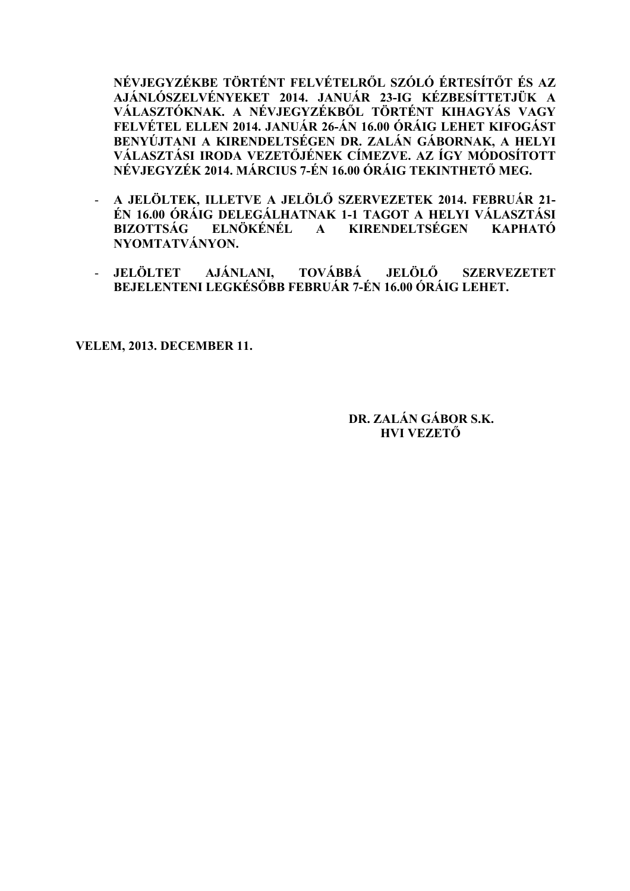**NÉVJEGYZÉKBE TÖRTÉNT FELVÉTELRŐL SZÓLÓ ÉRTESÍTŐT ÉS AZ AJÁNLÓSZELVÉNYEKET 2014. JANUÁR 23-IG KÉZBESÍTTETJÜK A VÁLASZTÓKNAK. A NÉVJEGYZÉKBŐL TÖRTÉNT KIHAGYÁS VAGY FELVÉTEL ELLEN 2014. JANUÁR 26-ÁN 16.00 ÓRÁIG LEHET KIFOGÁST BENYÚJTANI A KIRENDELTSÉGEN DR. ZALÁN GÁBORNAK, A HELYI VÁLASZTÁSI IRODA VEZETŐJÉNEK CÍMEZVE. AZ ÍGY MÓDOSÍTOTT NÉVJEGYZÉK 2014. MÁRCIUS 7-ÉN 16.00 ÓRÁIG TEKINTHETŐ MEG.**

- **A JELÖLTEK, ILLETVE A JELÖLŐ SZERVEZETEK 2014. FEBRUÁR 21-ÉN 16.00 ÓRÁIG DELEGÁLHATNAK 1-1 TAGOT A HELYI VÁLASZTÁSI BIZOTTSÁG ELNÖKÉNÉL A KIRENDELTSÉGEN KAPHATÓ NYOMTATVÁNYON.**

- **JELÖLTET AJÁNLANI, TOVÁBBÁ JELÖLŐ SZERVEZETET BEJELENTENI LEGKÉSŐBB FEBRUÁR 7-ÉN 16.00 ÓRÁIG LEHET.**

**VELEM, 2013. DECEMBER 11.**

**DR. ZALÁN GÁBOR S.K.**
**HVI VEZETŐ**